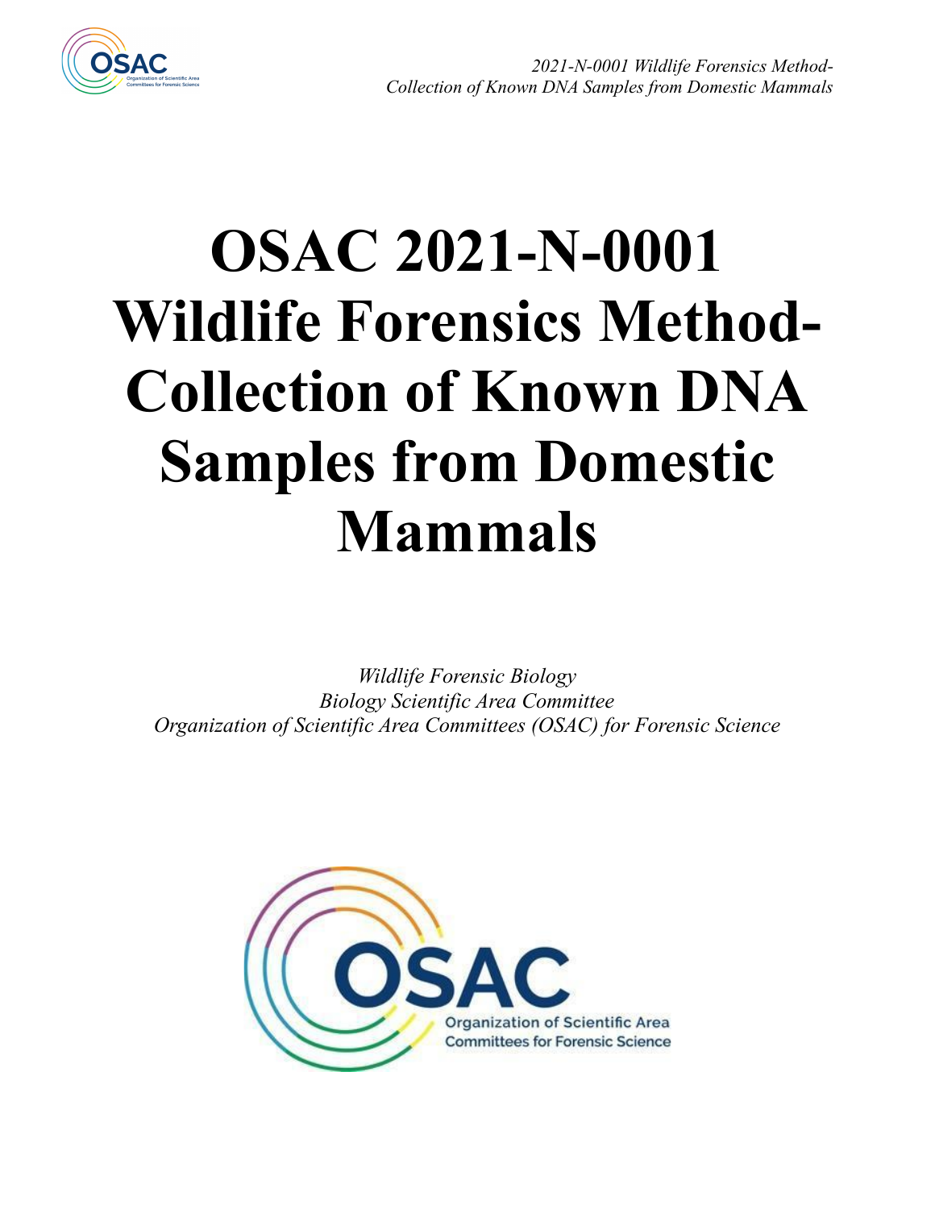# OSAC 2021-N-0001 Wildlife Forensics Method- Collection of Known DNA Samples from Domestic Mammals

*Wildlife Forensic Biology*
*Biology Scientific Area Committee*
*Organization of Scientific Area Committees (OSAC) for Forensic Science*

OSAC
Organization of Scientific Area Committees for Forensic Science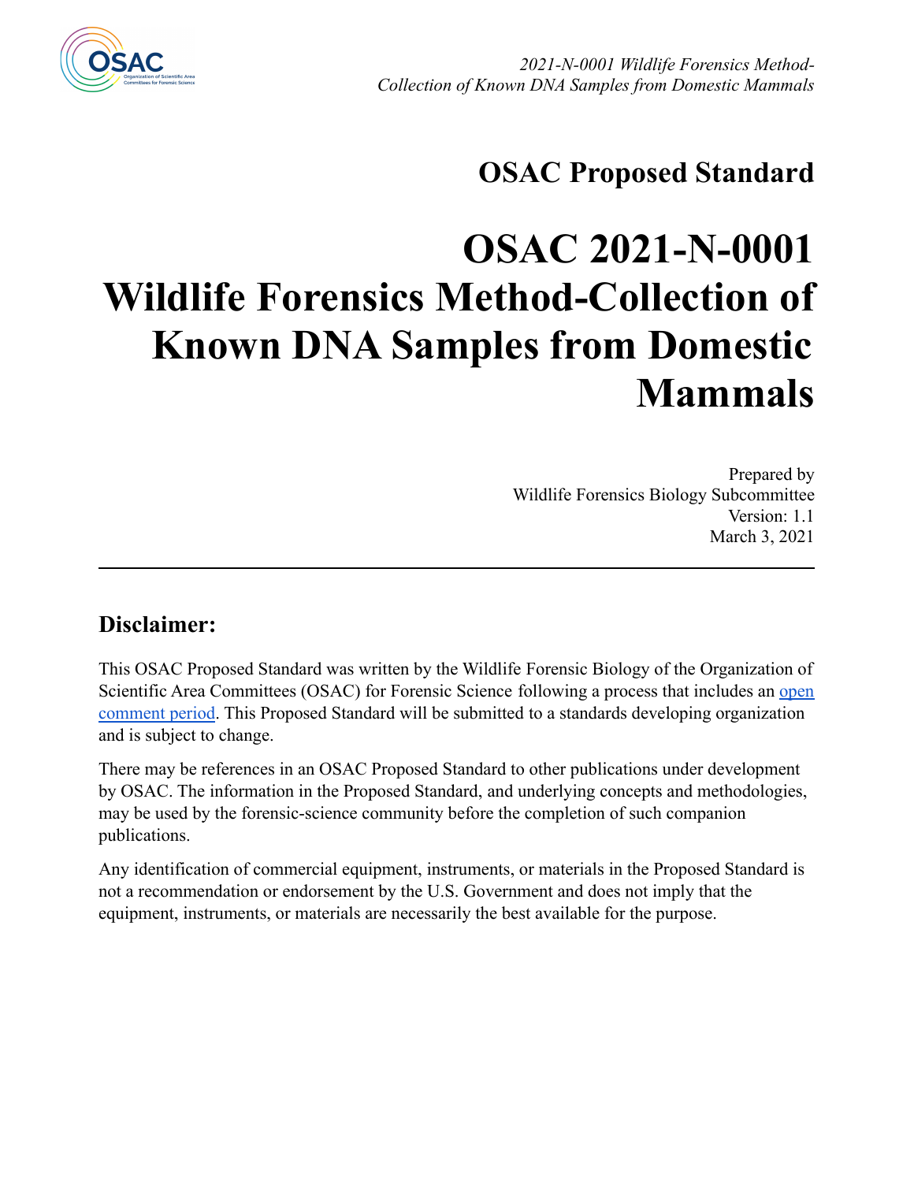# OSAC Proposed Standard

# OSAC 2021-N-0001 Wildlife Forensics Method-Collection of Known DNA Samples from Domestic Mammals

Prepared by
Wildlife Forensics Biology Subcommittee
Version: 1.1
March 3, 2021

---

## Disclaimer:

This OSAC Proposed Standard was written by the Wildlife Forensic Biology of the Organization of Scientific Area Committees (OSAC) for Forensic Science following a process that includes an open comment period. This Proposed Standard will be submitted to a standards developing organization and is subject to change.

There may be references in an OSAC Proposed Standard to other publications under development by OSAC. The information in the Proposed Standard, and underlying concepts and methodologies, may be used by the forensic-science community before the completion of such companion publications.

Any identification of commercial equipment, instruments, or materials in the Proposed Standard is not a recommendation or endorsement by the U.S. Government and does not imply that the equipment, instruments, or materials are necessarily the best available for the purpose.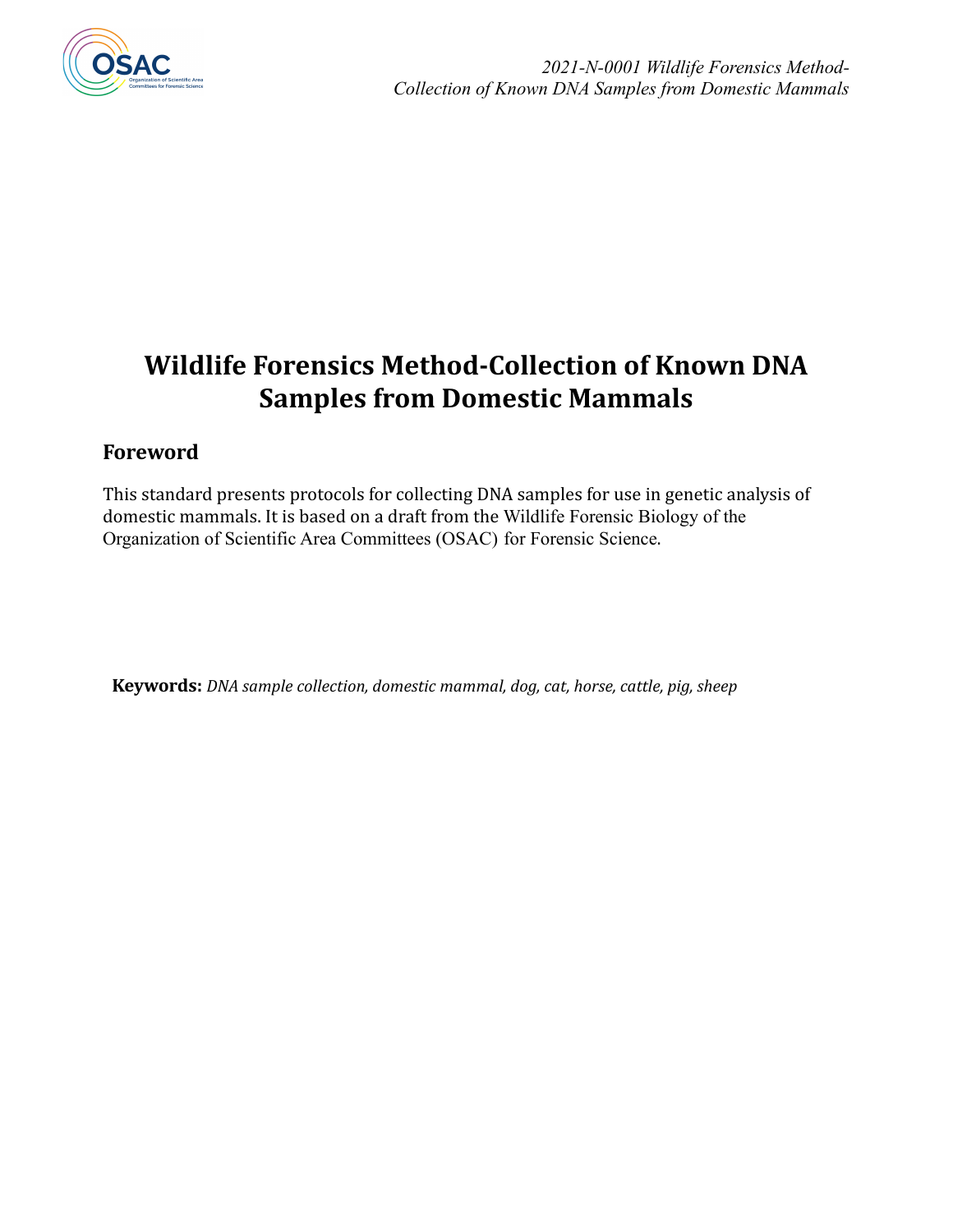# Wildlife Forensics Method-Collection of Known DNA Samples from Domestic Mammals

## Foreword

This standard presents protocols for collecting DNA samples for use in genetic analysis of domestic mammals. It is based on a draft from the Wildlife Forensic Biology of the Organization of Scientific Area Committees (OSAC) for Forensic Science.

**Keywords:** *DNA sample collection, domestic mammal, dog, cat, horse, cattle, pig, sheep*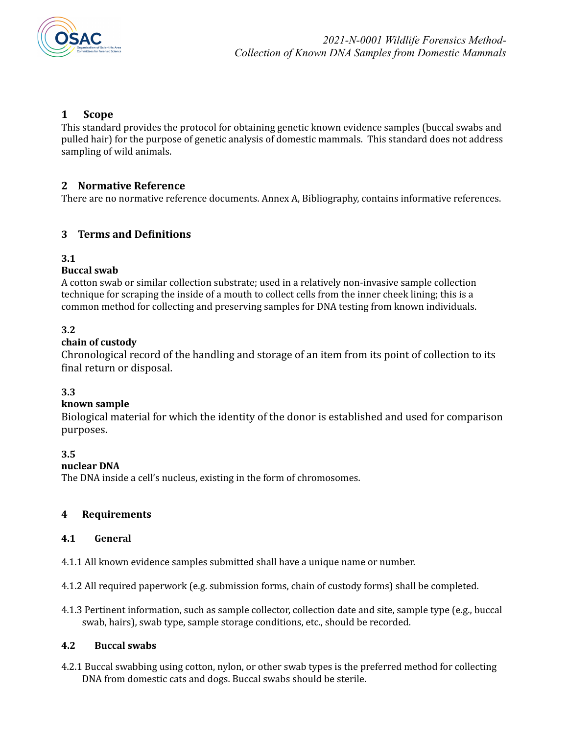## 1 Scope

This standard provides the protocol for obtaining genetic known evidence samples (buccal swabs and pulled hair) for the purpose of genetic analysis of domestic mammals. This standard does not address sampling of wild animals.

## 2 Normative Reference

There are no normative reference documents. Annex A, Bibliography, contains informative references.

## 3 Terms and Definitions

### 3.1

**Buccal swab**

A cotton swab or similar collection substrate; used in a relatively non-invasive sample collection technique for scraping the inside of a mouth to collect cells from the inner cheek lining; this is a common method for collecting and preserving samples for DNA testing from known individuals.

### 3.2

**chain of custody**

Chronological record of the handling and storage of an item from its point of collection to its final return or disposal.

### 3.3

**known sample**

Biological material for which the identity of the donor is established and used for comparison purposes.

### 3.5

**nuclear DNA**

The DNA inside a cell's nucleus, existing in the form of chromosomes.

## 4 Requirements

### 4.1 General

4.1.1 All known evidence samples submitted shall have a unique name or number.

4.1.2 All required paperwork (e.g. submission forms, chain of custody forms) shall be completed.

4.1.3 Pertinent information, such as sample collector, collection date and site, sample type (e.g., buccal swab, hairs), swab type, sample storage conditions, etc., should be recorded.

### 4.2 Buccal swabs

4.2.1 Buccal swabbing using cotton, nylon, or other swab types is the preferred method for collecting DNA from domestic cats and dogs. Buccal swabs should be sterile.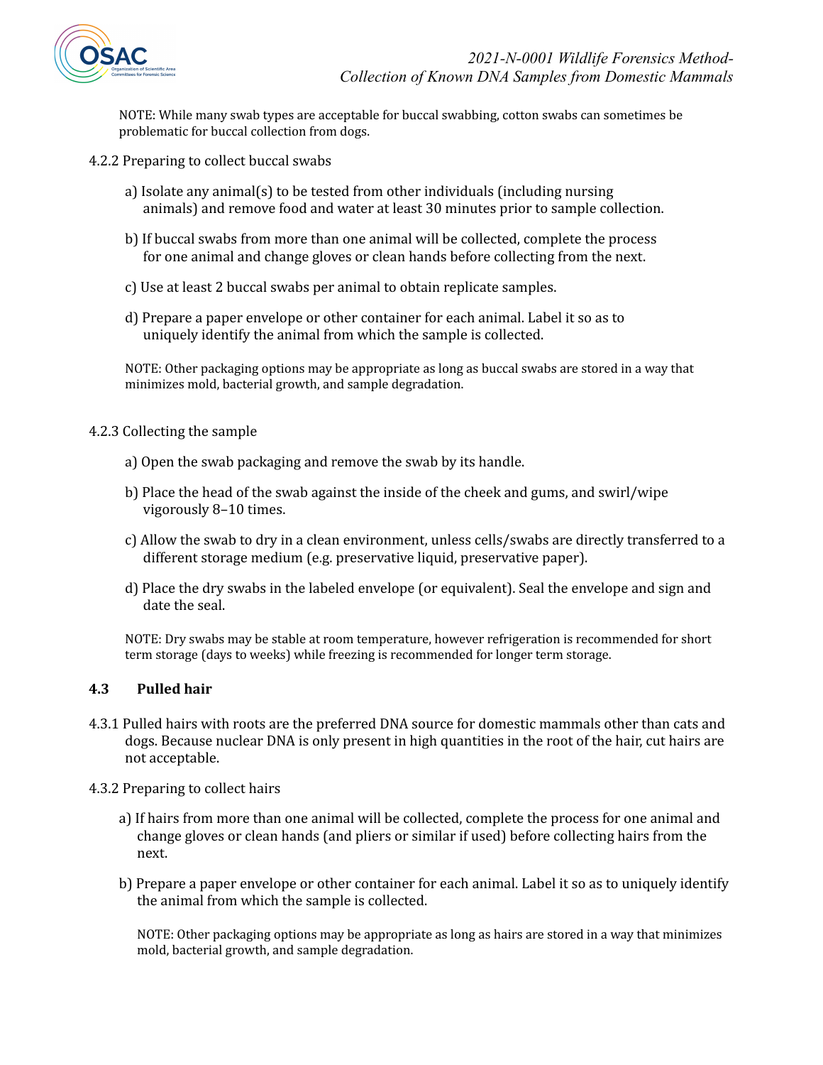NOTE: While many swab types are acceptable for buccal swabbing, cotton swabs can sometimes be problematic for buccal collection from dogs.

4.2.2 Preparing to collect buccal swabs

a) Isolate any animal(s) to be tested from other individuals (including nursing animals) and remove food and water at least 30 minutes prior to sample collection.

b) If buccal swabs from more than one animal will be collected, complete the process for one animal and change gloves or clean hands before collecting from the next.

c) Use at least 2 buccal swabs per animal to obtain replicate samples.

d) Prepare a paper envelope or other container for each animal. Label it so as to uniquely identify the animal from which the sample is collected.

NOTE: Other packaging options may be appropriate as long as buccal swabs are stored in a way that minimizes mold, bacterial growth, and sample degradation.

4.2.3 Collecting the sample

a) Open the swab packaging and remove the swab by its handle.

b) Place the head of the swab against the inside of the cheek and gums, and swirl/wipe vigorously 8–10 times.

c) Allow the swab to dry in a clean environment, unless cells/swabs are directly transferred to a different storage medium (e.g. preservative liquid, preservative paper).

d) Place the dry swabs in the labeled envelope (or equivalent). Seal the envelope and sign and date the seal.

NOTE: Dry swabs may be stable at room temperature, however refrigeration is recommended for short term storage (days to weeks) while freezing is recommended for longer term storage.

### 4.3 Pulled hair

4.3.1 Pulled hairs with roots are the preferred DNA source for domestic mammals other than cats and dogs. Because nuclear DNA is only present in high quantities in the root of the hair, cut hairs are not acceptable.

4.3.2 Preparing to collect hairs

a) If hairs from more than one animal will be collected, complete the process for one animal and change gloves or clean hands (and pliers or similar if used) before collecting hairs from the next.

b) Prepare a paper envelope or other container for each animal. Label it so as to uniquely identify the animal from which the sample is collected.

NOTE: Other packaging options may be appropriate as long as hairs are stored in a way that minimizes mold, bacterial growth, and sample degradation.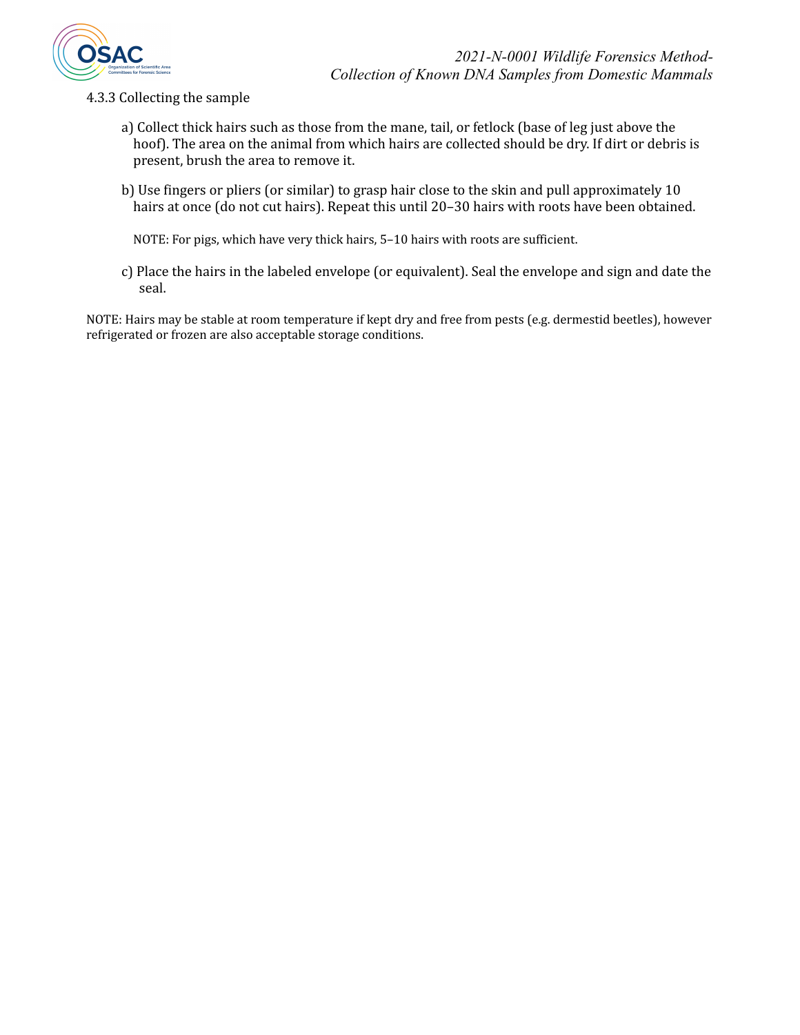4.3.3 Collecting the sample

a) Collect thick hairs such as those from the mane, tail, or fetlock (base of leg just above the hoof). The area on the animal from which hairs are collected should be dry. If dirt or debris is present, brush the area to remove it.

b) Use fingers or pliers (or similar) to grasp hair close to the skin and pull approximately 10 hairs at once (do not cut hairs). Repeat this until 20–30 hairs with roots have been obtained.

NOTE: For pigs, which have very thick hairs, 5–10 hairs with roots are sufficient.

c) Place the hairs in the labeled envelope (or equivalent). Seal the envelope and sign and date the seal.

NOTE: Hairs may be stable at room temperature if kept dry and free from pests (e.g. dermestid beetles), however refrigerated or frozen are also acceptable storage conditions.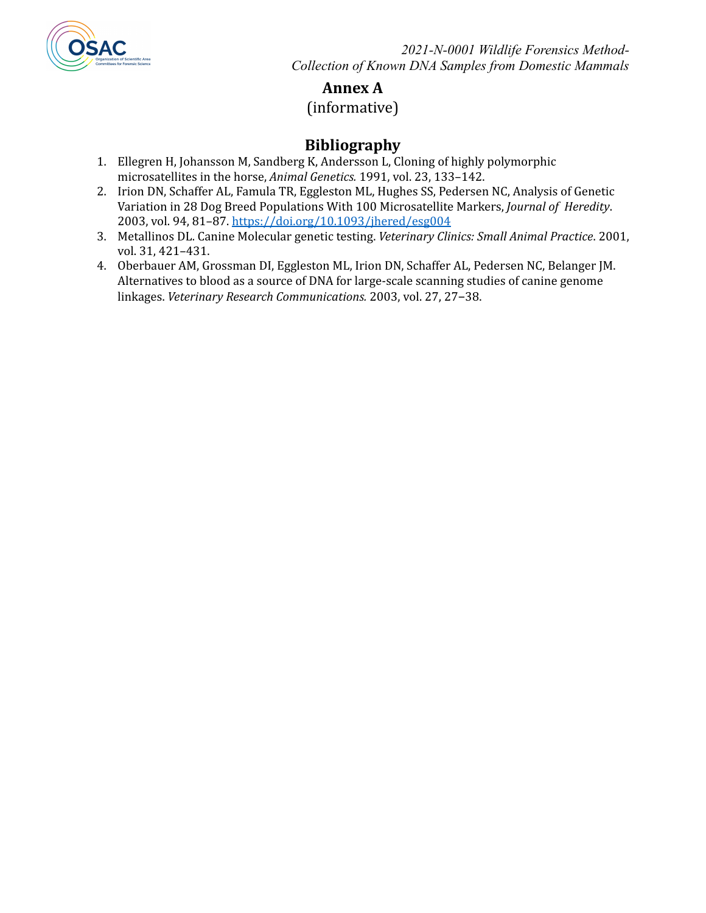# Annex A

(informative)

## Bibliography

1. Ellegren H, Johansson M, Sandberg K, Andersson L, Cloning of highly polymorphic microsatellites in the horse, *Animal Genetics.* 1991, vol. 23, 133–142.
2. Irion DN, Schaffer AL, Famula TR, Eggleston ML, Hughes SS, Pedersen NC, Analysis of Genetic Variation in 28 Dog Breed Populations With 100 Microsatellite Markers, *Journal of Heredity*. 2003, vol. 94, 81–87. https://doi.org/10.1093/jhered/esg004
3. Metallinos DL. Canine Molecular genetic testing. *Veterinary Clinics: Small Animal Practice*. 2001, vol. 31, 421–431.
4. Oberbauer AM, Grossman DI, Eggleston ML, Irion DN, Schaffer AL, Pedersen NC, Belanger JM. Alternatives to blood as a source of DNA for large-scale scanning studies of canine genome linkages. *Veterinary Research Communications.* 2003, vol. 27, 27–38.